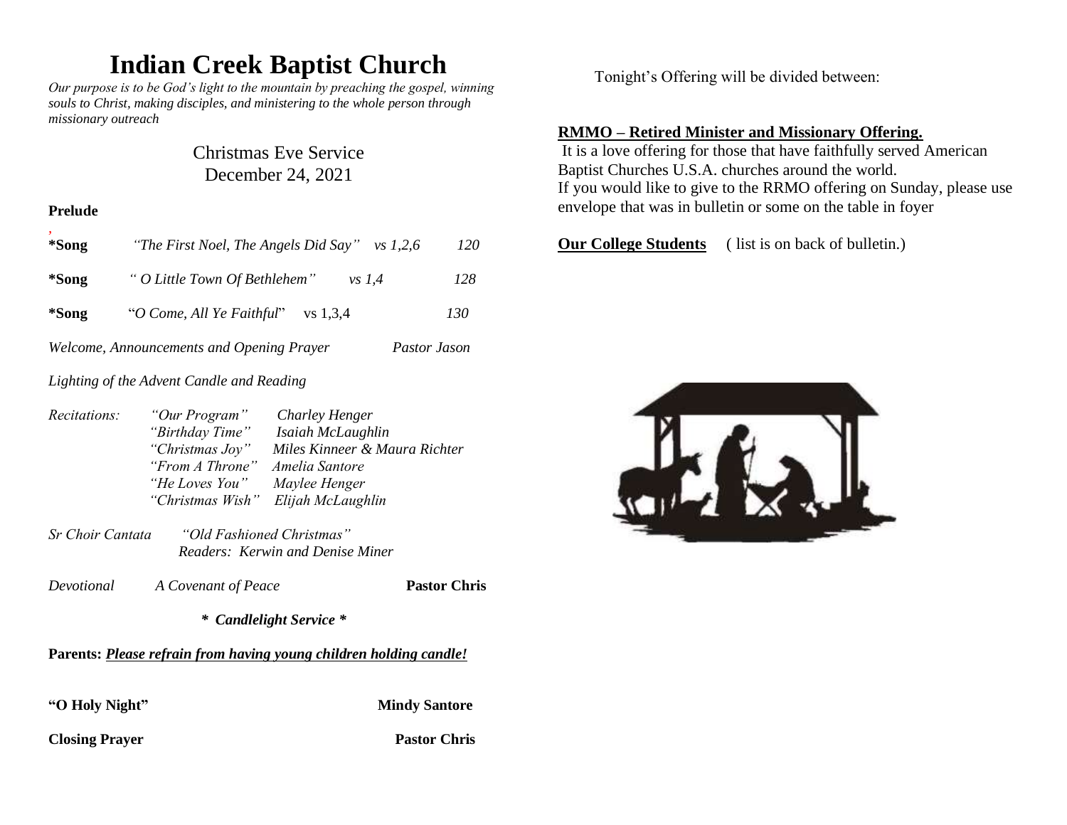# Indian Creek Baptist Church

*Our purpose is to be God's light to the mountain by preaching the gospel, winning souls to Christ, making disciples, and ministering to the whole person through missionary outreach*

Christmas Eve Service
December 24, 2021

**Prelude**

**\*Song** *"The First Noel, The Angels Did Say" vs 1,2,6* 120

**\*Song** *" O Little Town Of Bethlehem" vs 1,4* 128

**\*Song** "*O Come, All Ye Faithful*" vs 1,3,4 130

*Welcome, Announcements and Opening Prayer* *Pastor Jason*

*Lighting of the Advent Candle and Reading*

*Recitations:*
- *"Our Program"* *Charley Henger*
- *"Birthday Time"* *Isaiah McLaughlin*
- *"Christmas Joy"* *Miles Kinneer & Maura Richter*
- *"From A Throne"* *Amelia Santore*
- *"He Loves You"* *Maylee Henger*
- *"Christmas Wish"* *Elijah McLaughlin*

*Sr Choir Cantata* *"Old Fashioned Christmas"*
*Readers: Kerwin and Denise Miner*

*Devotional* *A Covenant of Peace* **Pastor Chris**

*\* Candlelight Service \**

**Parents:** ***Please refrain from having young children holding candle!***

**"O Holy Night"** **Mindy Santore**

**Closing Prayer** **Pastor Chris**

Tonight's Offering will be divided between:

**RMMO – Retired Minister and Missionary Offering.**
It is a love offering for those that have faithfully served American Baptist Churches U.S.A. churches around the world.
If you would like to give to the RRMO offering on Sunday, please use envelope that was in bulletin or some on the table in foyer

**Our College Students** ( list is on back of bulletin.)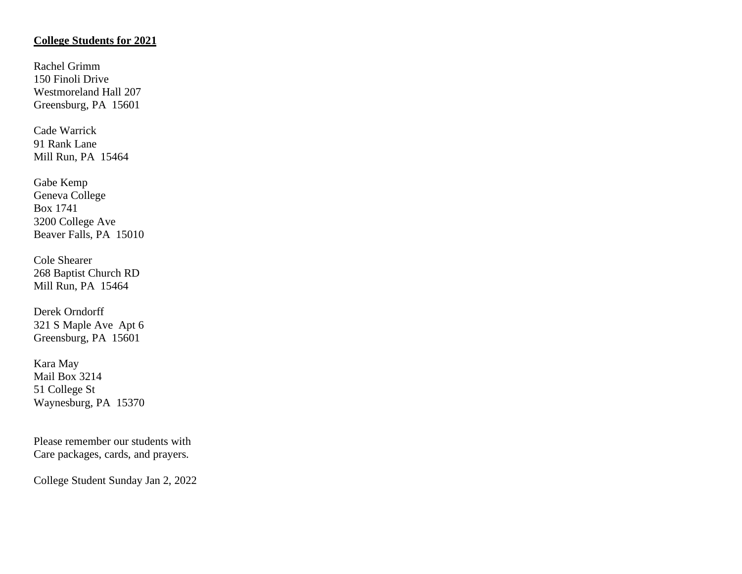**<u>College Students for 2021</u>**

Rachel Grimm
150 Finoli Drive
Westmoreland Hall 207
Greensburg, PA 15601

Cade Warrick
91 Rank Lane
Mill Run, PA 15464

Gabe Kemp
Geneva College
Box 1741
3200 College Ave
Beaver Falls, PA 15010

Cole Shearer
268 Baptist Church RD
Mill Run, PA 15464

Derek Orndorff
321 S Maple Ave Apt 6
Greensburg, PA 15601

Kara May
Mail Box 3214
51 College St
Waynesburg, PA 15370

Please remember our students with
Care packages, cards, and prayers.

College Student Sunday Jan 2, 2022